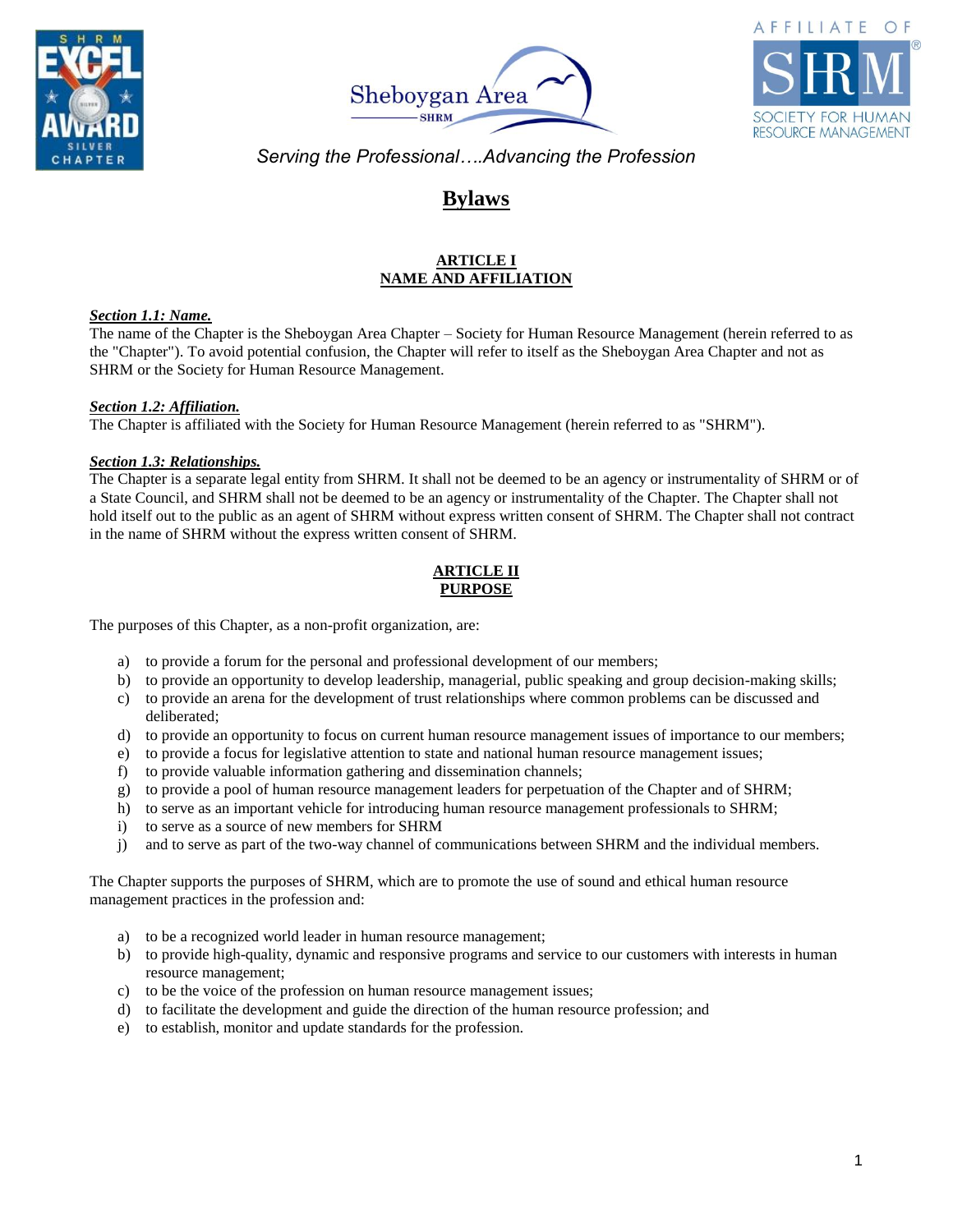Serving the Professional….Advancing the Profession

# Bylaws

## ARTICLE I
## NAME AND AFFILIATION

***Section 1.1: Name.***
The name of the Chapter is the Sheboygan Area Chapter – Society for Human Resource Management (herein referred to as the "Chapter"). To avoid potential confusion, the Chapter will refer to itself as the Sheboygan Area Chapter and not as SHRM or the Society for Human Resource Management.

***Section 1.2: Affiliation.***
The Chapter is affiliated with the Society for Human Resource Management (herein referred to as "SHRM").

***Section 1.3: Relationships.***
The Chapter is a separate legal entity from SHRM. It shall not be deemed to be an agency or instrumentality of SHRM or of a State Council, and SHRM shall not be deemed to be an agency or instrumentality of the Chapter. The Chapter shall not hold itself out to the public as an agent of SHRM without express written consent of SHRM. The Chapter shall not contract in the name of SHRM without the express written consent of SHRM.

## ARTICLE II
## PURPOSE

The purposes of this Chapter, as a non-profit organization, are:

a) to provide a forum for the personal and professional development of our members;
b) to provide an opportunity to develop leadership, managerial, public speaking and group decision-making skills;
c) to provide an arena for the development of trust relationships where common problems can be discussed and deliberated;
d) to provide an opportunity to focus on current human resource management issues of importance to our members;
e) to provide a focus for legislative attention to state and national human resource management issues;
f) to provide valuable information gathering and dissemination channels;
g) to provide a pool of human resource management leaders for perpetuation of the Chapter and of SHRM;
h) to serve as an important vehicle for introducing human resource management professionals to SHRM;
i) to serve as a source of new members for SHRM
j) and to serve as part of the two-way channel of communications between SHRM and the individual members.

The Chapter supports the purposes of SHRM, which are to promote the use of sound and ethical human resource management practices in the profession and:

a) to be a recognized world leader in human resource management;
b) to provide high-quality, dynamic and responsive programs and service to our customers with interests in human resource management;
c) to be the voice of the profession on human resource management issues;
d) to facilitate the development and guide the direction of the human resource profession; and
e) to establish, monitor and update standards for the profession.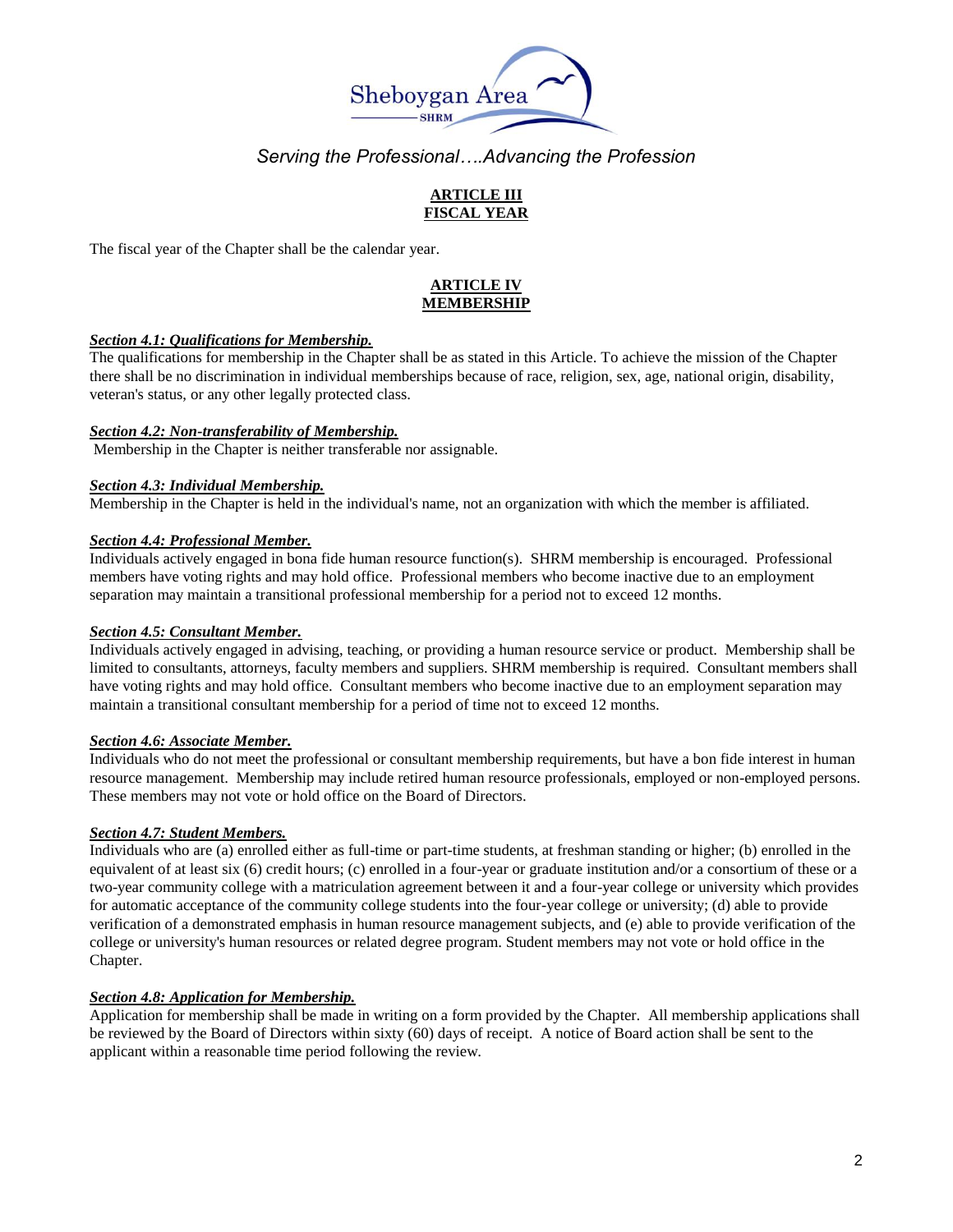*Serving the Professional….Advancing the Profession*

## ARTICLE III
## FISCAL YEAR

The fiscal year of the Chapter shall be the calendar year.

## ARTICLE IV
## MEMBERSHIP

***Section 4.1: Qualifications for Membership.***
The qualifications for membership in the Chapter shall be as stated in this Article. To achieve the mission of the Chapter there shall be no discrimination in individual memberships because of race, religion, sex, age, national origin, disability, veteran's status, or any other legally protected class.

***Section 4.2: Non-transferability of Membership.***
Membership in the Chapter is neither transferable nor assignable.

***Section 4.3: Individual Membership.***
Membership in the Chapter is held in the individual's name, not an organization with which the member is affiliated.

***Section 4.4: Professional Member.***
Individuals actively engaged in bona fide human resource function(s). SHRM membership is encouraged. Professional members have voting rights and may hold office. Professional members who become inactive due to an employment separation may maintain a transitional professional membership for a period not to exceed 12 months.

***Section 4.5: Consultant Member.***
Individuals actively engaged in advising, teaching, or providing a human resource service or product. Membership shall be limited to consultants, attorneys, faculty members and suppliers. SHRM membership is required. Consultant members shall have voting rights and may hold office. Consultant members who become inactive due to an employment separation may maintain a transitional consultant membership for a period of time not to exceed 12 months.

***Section 4.6: Associate Member.***
Individuals who do not meet the professional or consultant membership requirements, but have a bon fide interest in human resource management. Membership may include retired human resource professionals, employed or non-employed persons. These members may not vote or hold office on the Board of Directors.

***Section 4.7: Student Members.***
Individuals who are (a) enrolled either as full-time or part-time students, at freshman standing or higher; (b) enrolled in the equivalent of at least six (6) credit hours; (c) enrolled in a four-year or graduate institution and/or a consortium of these or a two-year community college with a matriculation agreement between it and a four-year college or university which provides for automatic acceptance of the community college students into the four-year college or university; (d) able to provide verification of a demonstrated emphasis in human resource management subjects, and (e) able to provide verification of the college or university's human resources or related degree program. Student members may not vote or hold office in the Chapter.

***Section 4.8: Application for Membership.***
Application for membership shall be made in writing on a form provided by the Chapter. All membership applications shall be reviewed by the Board of Directors within sixty (60) days of receipt. A notice of Board action shall be sent to the applicant within a reasonable time period following the review.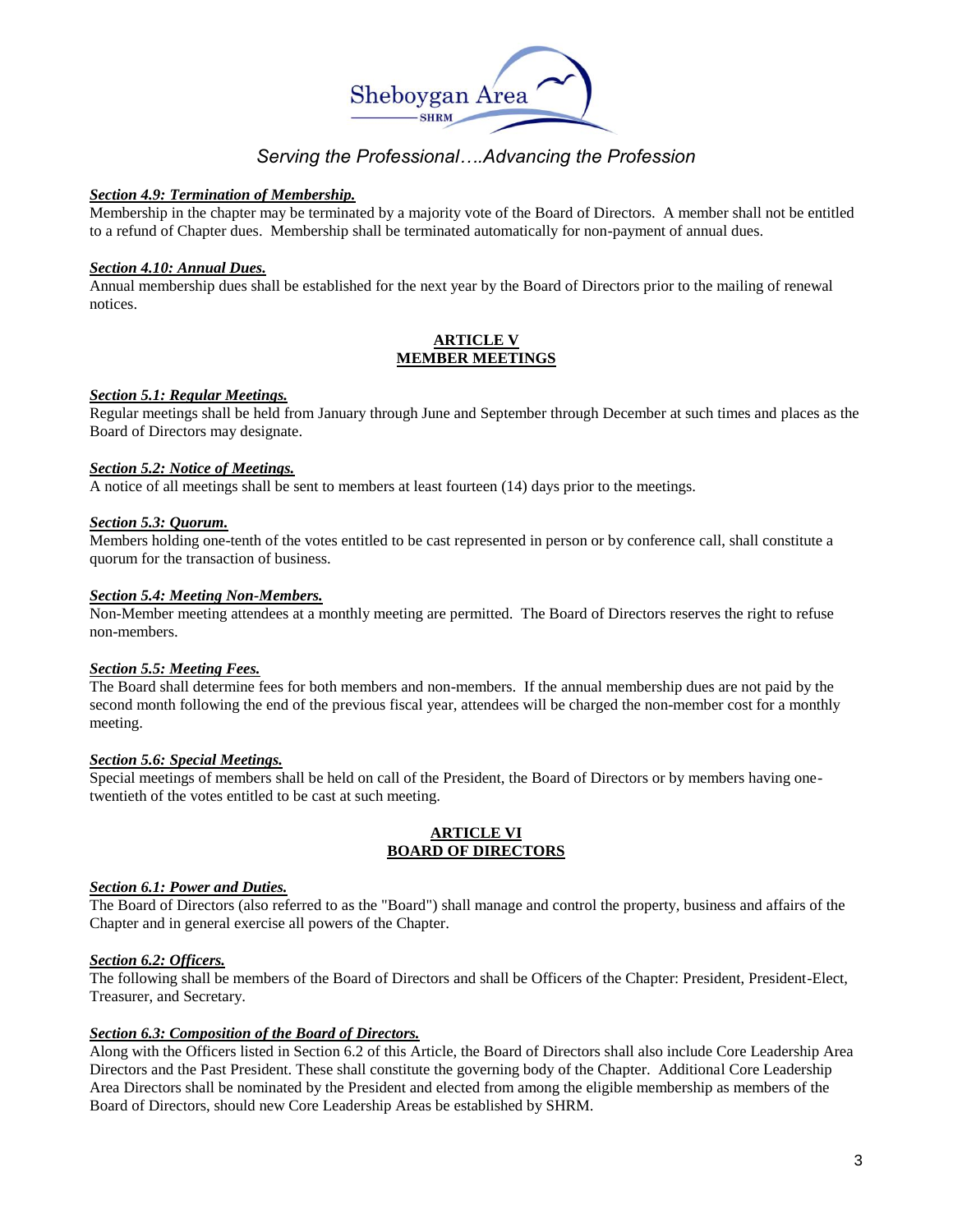#### ***Section 4.9: Termination of Membership.***

Membership in the chapter may be terminated by a majority vote of the Board of Directors. A member shall not be entitled to a refund of Chapter dues. Membership shall be terminated automatically for non-payment of annual dues.

#### ***Section 4.10: Annual Dues.***

Annual membership dues shall be established for the next year by the Board of Directors prior to the mailing of renewal notices.

## ARTICLE V
## MEMBER MEETINGS

#### ***Section 5.1: Regular Meetings.***

Regular meetings shall be held from January through June and September through December at such times and places as the Board of Directors may designate.

#### ***Section 5.2: Notice of Meetings.***

A notice of all meetings shall be sent to members at least fourteen (14) days prior to the meetings.

#### ***Section 5.3: Quorum.***

Members holding one-tenth of the votes entitled to be cast represented in person or by conference call, shall constitute a quorum for the transaction of business.

#### ***Section 5.4: Meeting Non-Members.***

Non-Member meeting attendees at a monthly meeting are permitted. The Board of Directors reserves the right to refuse non-members.

#### ***Section 5.5: Meeting Fees.***

The Board shall determine fees for both members and non-members. If the annual membership dues are not paid by the second month following the end of the previous fiscal year, attendees will be charged the non-member cost for a monthly meeting.

#### ***Section 5.6: Special Meetings.***

Special meetings of members shall be held on call of the President, the Board of Directors or by members having one-twentieth of the votes entitled to be cast at such meeting.

## ARTICLE VI
## BOARD OF DIRECTORS

#### ***Section 6.1: Power and Duties.***

The Board of Directors (also referred to as the "Board") shall manage and control the property, business and affairs of the Chapter and in general exercise all powers of the Chapter.

#### ***Section 6.2: Officers.***

The following shall be members of the Board of Directors and shall be Officers of the Chapter: President, President-Elect, Treasurer, and Secretary.

#### ***Section 6.3: Composition of the Board of Directors.***

Along with the Officers listed in Section 6.2 of this Article, the Board of Directors shall also include Core Leadership Area Directors and the Past President. These shall constitute the governing body of the Chapter. Additional Core Leadership Area Directors shall be nominated by the President and elected from among the eligible membership as members of the Board of Directors, should new Core Leadership Areas be established by SHRM.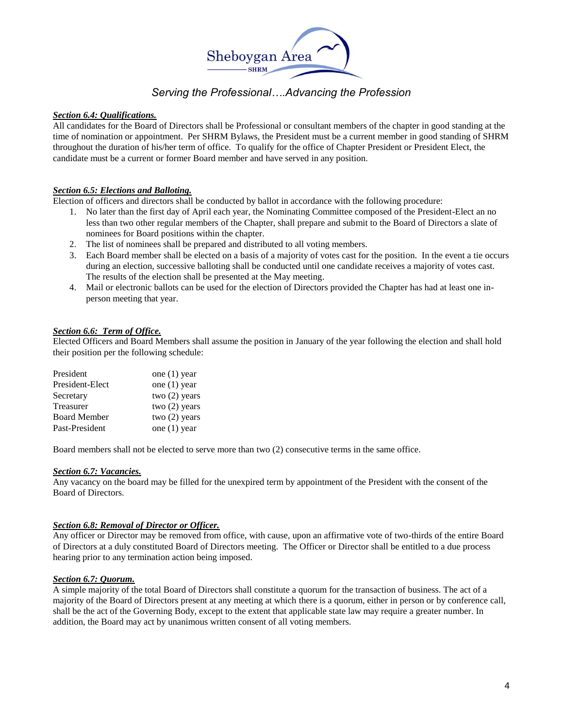*Serving the Professional….Advancing the Profession*

***Section 6.4: Qualifications.***

All candidates for the Board of Directors shall be Professional or consultant members of the chapter in good standing at the time of nomination or appointment. Per SHRM Bylaws, the President must be a current member in good standing of SHRM throughout the duration of his/her term of office. To qualify for the office of Chapter President or President Elect, the candidate must be a current or former Board member and have served in any position.

***Section 6.5: Elections and Balloting.***

Election of officers and directors shall be conducted by ballot in accordance with the following procedure:

1. No later than the first day of April each year, the Nominating Committee composed of the President-Elect an no less than two other regular members of the Chapter, shall prepare and submit to the Board of Directors a slate of nominees for Board positions within the chapter.
2. The list of nominees shall be prepared and distributed to all voting members.
3. Each Board member shall be elected on a basis of a majority of votes cast for the position. In the event a tie occurs during an election, successive balloting shall be conducted until one candidate receives a majority of votes cast. The results of the election shall be presented at the May meeting.
4. Mail or electronic ballots can be used for the election of Directors provided the Chapter has had at least one in-person meeting that year.

***Section 6.6: Term of Office.***

Elected Officers and Board Members shall assume the position in January of the year following the election and shall hold their position per the following schedule:

| | |
|---|---|
| President | one (1) year |
| President-Elect | one (1) year |
| Secretary | two (2) years |
| Treasurer | two (2) years |
| Board Member | two (2) years |
| Past-President | one (1) year |

Board members shall not be elected to serve more than two (2) consecutive terms in the same office.

***Section 6.7: Vacancies.***

Any vacancy on the board may be filled for the unexpired term by appointment of the President with the consent of the Board of Directors.

***Section 6.8: Removal of Director or Officer.***

Any officer or Director may be removed from office, with cause, upon an affirmative vote of two-thirds of the entire Board of Directors at a duly constituted Board of Directors meeting. The Officer or Director shall be entitled to a due process hearing prior to any termination action being imposed.

***Section 6.7: Quorum.***

A simple majority of the total Board of Directors shall constitute a quorum for the transaction of business. The act of a majority of the Board of Directors present at any meeting at which there is a quorum, either in person or by conference call, shall be the act of the Governing Body, except to the extent that applicable state law may require a greater number. In addition, the Board may act by unanimous written consent of all voting members.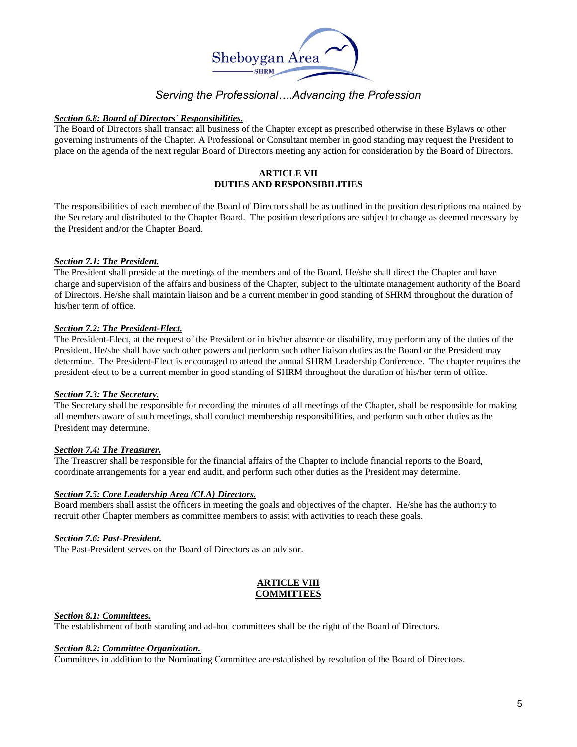***Section 6.8: Board of Directors' Responsibilities.***
The Board of Directors shall transact all business of the Chapter except as prescribed otherwise in these Bylaws or other governing instruments of the Chapter. A Professional or Consultant member in good standing may request the President to place on the agenda of the next regular Board of Directors meeting any action for consideration by the Board of Directors.

## ARTICLE VII
## DUTIES AND RESPONSIBILITIES

The responsibilities of each member of the Board of Directors shall be as outlined in the position descriptions maintained by the Secretary and distributed to the Chapter Board. The position descriptions are subject to change as deemed necessary by the President and/or the Chapter Board.

***Section 7.1: The President.***
The President shall preside at the meetings of the members and of the Board. He/she shall direct the Chapter and have charge and supervision of the affairs and business of the Chapter, subject to the ultimate management authority of the Board of Directors. He/she shall maintain liaison and be a current member in good standing of SHRM throughout the duration of his/her term of office.

***Section 7.2: The President-Elect.***
The President-Elect, at the request of the President or in his/her absence or disability, may perform any of the duties of the President. He/she shall have such other powers and perform such other liaison duties as the Board or the President may determine. The President-Elect is encouraged to attend the annual SHRM Leadership Conference. The chapter requires the president-elect to be a current member in good standing of SHRM throughout the duration of his/her term of office.

***Section 7.3: The Secretary.***
The Secretary shall be responsible for recording the minutes of all meetings of the Chapter, shall be responsible for making all members aware of such meetings, shall conduct membership responsibilities, and perform such other duties as the President may determine.

***Section 7.4: The Treasurer.***
The Treasurer shall be responsible for the financial affairs of the Chapter to include financial reports to the Board, coordinate arrangements for a year end audit, and perform such other duties as the President may determine.

***Section 7.5: Core Leadership Area (CLA) Directors.***
Board members shall assist the officers in meeting the goals and objectives of the chapter. He/she has the authority to recruit other Chapter members as committee members to assist with activities to reach these goals.

***Section 7.6: Past-President.***
The Past-President serves on the Board of Directors as an advisor.

## ARTICLE VIII
## COMMITTEES

***Section 8.1: Committees.***
The establishment of both standing and ad-hoc committees shall be the right of the Board of Directors.

***Section 8.2: Committee Organization.***
Committees in addition to the Nominating Committee are established by resolution of the Board of Directors.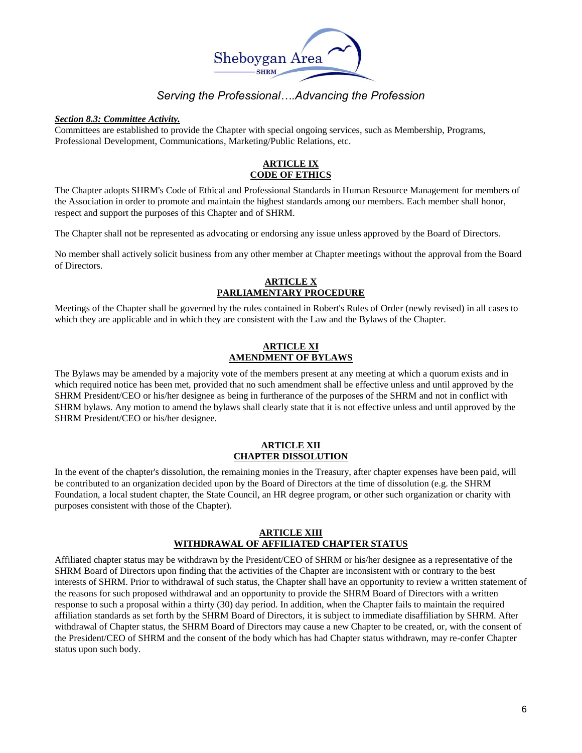*Serving the Professional….Advancing the Profession*

***Section 8.3: Committee Activity.***

Committees are established to provide the Chapter with special ongoing services, such as Membership, Programs, Professional Development, Communications, Marketing/Public Relations, etc.

## ARTICLE IX
## CODE OF ETHICS

The Chapter adopts SHRM's Code of Ethical and Professional Standards in Human Resource Management for members of the Association in order to promote and maintain the highest standards among our members. Each member shall honor, respect and support the purposes of this Chapter and of SHRM.

The Chapter shall not be represented as advocating or endorsing any issue unless approved by the Board of Directors.

No member shall actively solicit business from any other member at Chapter meetings without the approval from the Board of Directors.

## ARTICLE X
## PARLIAMENTARY PROCEDURE

Meetings of the Chapter shall be governed by the rules contained in Robert's Rules of Order (newly revised) in all cases to which they are applicable and in which they are consistent with the Law and the Bylaws of the Chapter.

## ARTICLE XI
## AMENDMENT OF BYLAWS

The Bylaws may be amended by a majority vote of the members present at any meeting at which a quorum exists and in which required notice has been met, provided that no such amendment shall be effective unless and until approved by the SHRM President/CEO or his/her designee as being in furtherance of the purposes of the SHRM and not in conflict with SHRM bylaws. Any motion to amend the bylaws shall clearly state that it is not effective unless and until approved by the SHRM President/CEO or his/her designee.

## ARTICLE XII
## CHAPTER DISSOLUTION

In the event of the chapter's dissolution, the remaining monies in the Treasury, after chapter expenses have been paid, will be contributed to an organization decided upon by the Board of Directors at the time of dissolution (e.g. the SHRM Foundation, a local student chapter, the State Council, an HR degree program, or other such organization or charity with purposes consistent with those of the Chapter).

## ARTICLE XIII
## WITHDRAWAL OF AFFILIATED CHAPTER STATUS

Affiliated chapter status may be withdrawn by the President/CEO of SHRM or his/her designee as a representative of the SHRM Board of Directors upon finding that the activities of the Chapter are inconsistent with or contrary to the best interests of SHRM. Prior to withdrawal of such status, the Chapter shall have an opportunity to review a written statement of the reasons for such proposed withdrawal and an opportunity to provide the SHRM Board of Directors with a written response to such a proposal within a thirty (30) day period. In addition, when the Chapter fails to maintain the required affiliation standards as set forth by the SHRM Board of Directors, it is subject to immediate disaffiliation by SHRM. After withdrawal of Chapter status, the SHRM Board of Directors may cause a new Chapter to be created, or, with the consent of the President/CEO of SHRM and the consent of the body which has had Chapter status withdrawn, may re-confer Chapter status upon such body.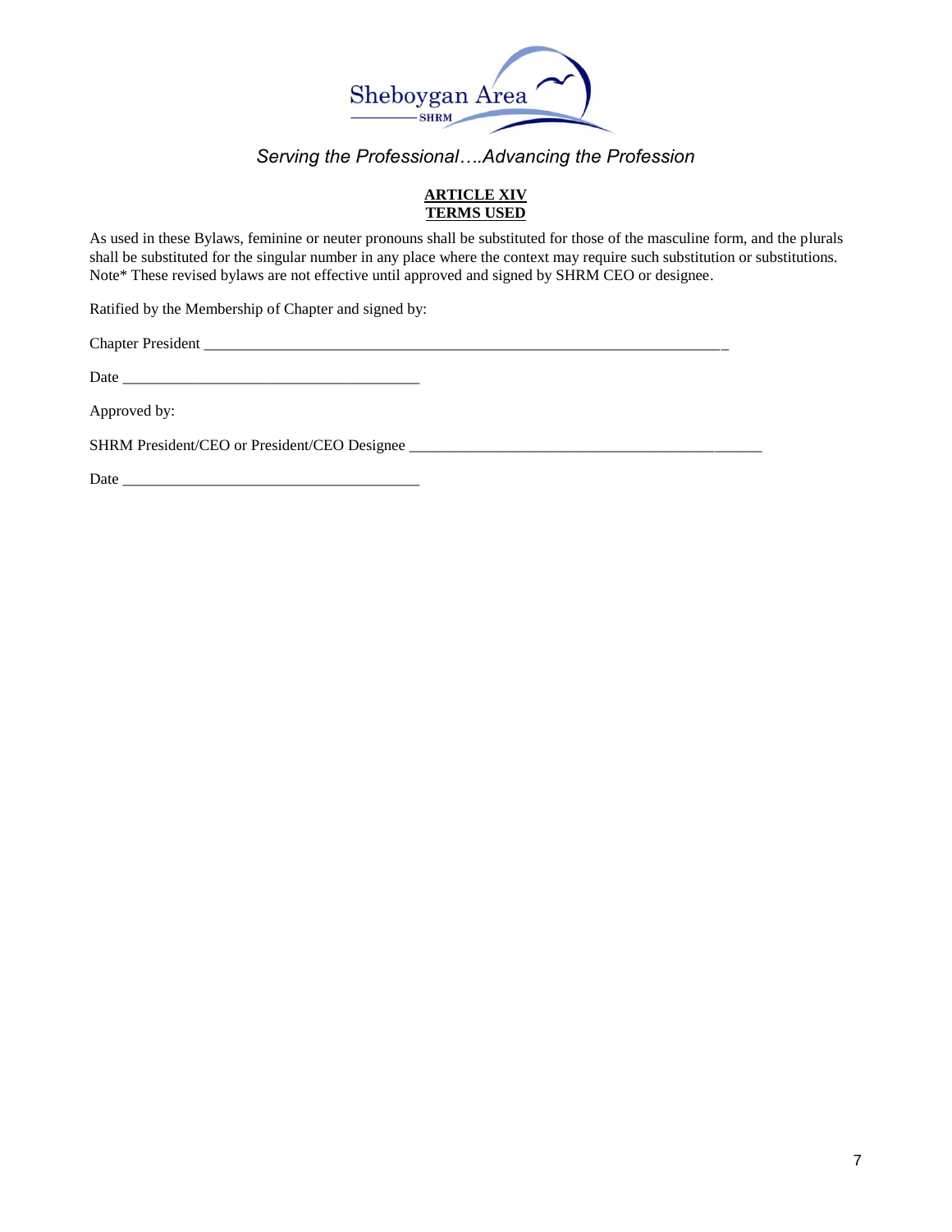Sheboygan Area SHRM

*Serving the Professional….Advancing the Profession*

## ARTICLE XIV
## TERMS USED

As used in these Bylaws, feminine or neuter pronouns shall be substituted for those of the masculine form, and the plurals shall be substituted for the singular number in any place where the context may require such substitution or substitutions. Note* These revised bylaws are not effective until approved and signed by SHRM CEO or designee.

Ratified by the Membership of Chapter and signed by:

Chapter President ______________________________________________________________________

Date _______________________________________

Approved by:

SHRM President/CEO or President/CEO Designee _______________________________________________

Date _______________________________________